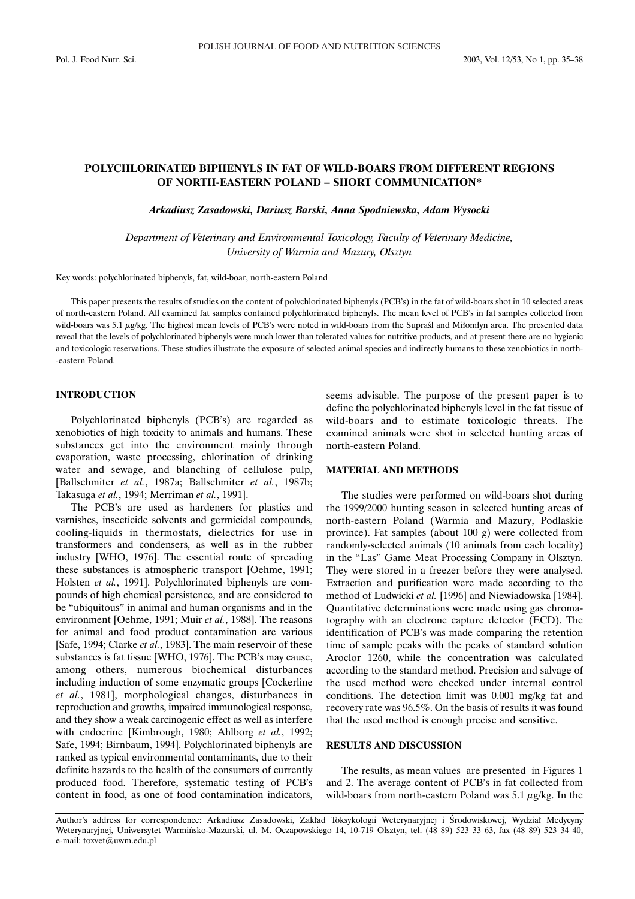# POLYCHLORINATED BIPHENYLS IN FAT OF WILD-BOARS FROM DIFFERENT REGIONS OF NORTH-EASTERN POLAND – SHORT COMMUNICATION*

*Arkadiusz Zasadowski, Dariusz Barski, Anna Spodniewska, Adam Wysocki*

*Department of Veterinary and Environmental Toxicology, Faculty of Veterinary Medicine, University of Warmia and Mazury, Olsztyn*

Key words: polychlorinated biphenyls, fat, wild-boar, north-eastern Poland

This paper presents the results of studies on the content of polychlorinated biphenyls (PCB's) in the fat of wild-boars shot in 10 selected areas of north-eastern Poland. All examined fat samples contained polychlorinated biphenyls. The mean level of PCB's in fat samples collected from wild-boars was 5.1 $\mu$g/kg. The highest mean levels of PCB's were noted in wild-boars from the Supraśl and Miłomłyn area. The presented data reveal that the levels of polychlorinated biphenyls were much lower than tolerated values for nutritive products, and at present there are no hygienic and toxicologic reservations. These studies illustrate the exposure of selected animal species and indirectly humans to these xenobiotics in north-eastern Poland.

## INTRODUCTION

Polychlorinated biphenyls (PCB's) are regarded as xenobiotics of high toxicity to animals and humans. These substances get into the environment mainly through evaporation, waste processing, chlorination of drinking water and sewage, and blanching of cellulose pulp, [Ballschmiter *et al.*, 1987a; Ballschmiter *et al.*, 1987b; Takasuga *et al.*, 1994; Merriman *et al.*, 1991].

The PCB's are used as hardeners for plastics and varnishes, insecticide solvents and germicidal compounds, cooling-liquids in thermostats, dielectrics for use in transformers and condensers, as well as in the rubber industry [WHO, 1976]. The essential route of spreading these substances is atmospheric transport [Oehme, 1991; Holsten *et al.*, 1991]. Polychlorinated biphenyls are compounds of high chemical persistence, and are considered to be "ubiquitous" in animal and human organisms and in the environment [Oehme, 1991; Muir *et al.*, 1988]. The reasons for animal and food product contamination are various [Safe, 1994; Clarke *et al.*, 1983]. The main reservoir of these substances is fat tissue [WHO, 1976]. The PCB's may cause, among others, numerous biochemical disturbances including induction of some enzymatic groups [Cockerline *et al.*, 1981], morphological changes, disturbances in reproduction and growths, impaired immunological response, and they show a weak carcinogenic effect as well as interfere with endocrine [Kimbrough, 1980; Ahlborg *et al.*, 1992; Safe, 1994; Birnbaum, 1994]. Polychlorinated biphenyls are ranked as typical environmental contaminants, due to their definite hazards to the health of the consumers of currently produced food. Therefore, systematic testing of PCB's content in food, as one of food contamination indicators, seems advisable. The purpose of the present paper is to define the polychlorinated biphenyls level in the fat tissue of wild-boars and to estimate toxicologic threats. The examined animals were shot in selected hunting areas of north-eastern Poland.

## MATERIAL AND METHODS

The studies were performed on wild-boars shot during the 1999/2000 hunting season in selected hunting areas of north-eastern Poland (Warmia and Mazury, Podlaskie province). Fat samples (about 100 g) were collected from randomly-selected animals (10 animals from each locality) in the "Las" Game Meat Processing Company in Olsztyn. They were stored in a freezer before they were analysed. Extraction and purification were made according to the method of Ludwicki *et al.* [1996] and Niewiadowska [1984]. Quantitative determinations were made using gas chromatography with an electrone capture detector (ECD). The identification of PCB's was made comparing the retention time of sample peaks with the peaks of standard solution Aroclor 1260, while the concentration was calculated according to the standard method. Precision and salvage of the used method were checked under internal control conditions. The detection limit was 0.001 mg/kg fat and recovery rate was 96.5%. On the basis of results it was found that the used method is enough precise and sensitive.

## RESULTS AND DISCUSSION

The results, as mean values are presented in Figures 1 and 2. The average content of PCB's in fat collected from wild-boars from north-eastern Poland was 5.1 $\mu$g/kg. In the

Author's address for correspondence: Arkadiusz Zasadowski, Zakład Toksykologii Weterynaryjnej i Środowiskowej, Wydział Medycyny Weterynaryjnej, Uniwersytet Warmińsko-Mazurski, ul. M. Oczapowskiego 14, 10-719 Olsztyn, tel. (48 89) 523 33 63, fax (48 89) 523 34 40, e-mail: toxvet@uwm.edu.pl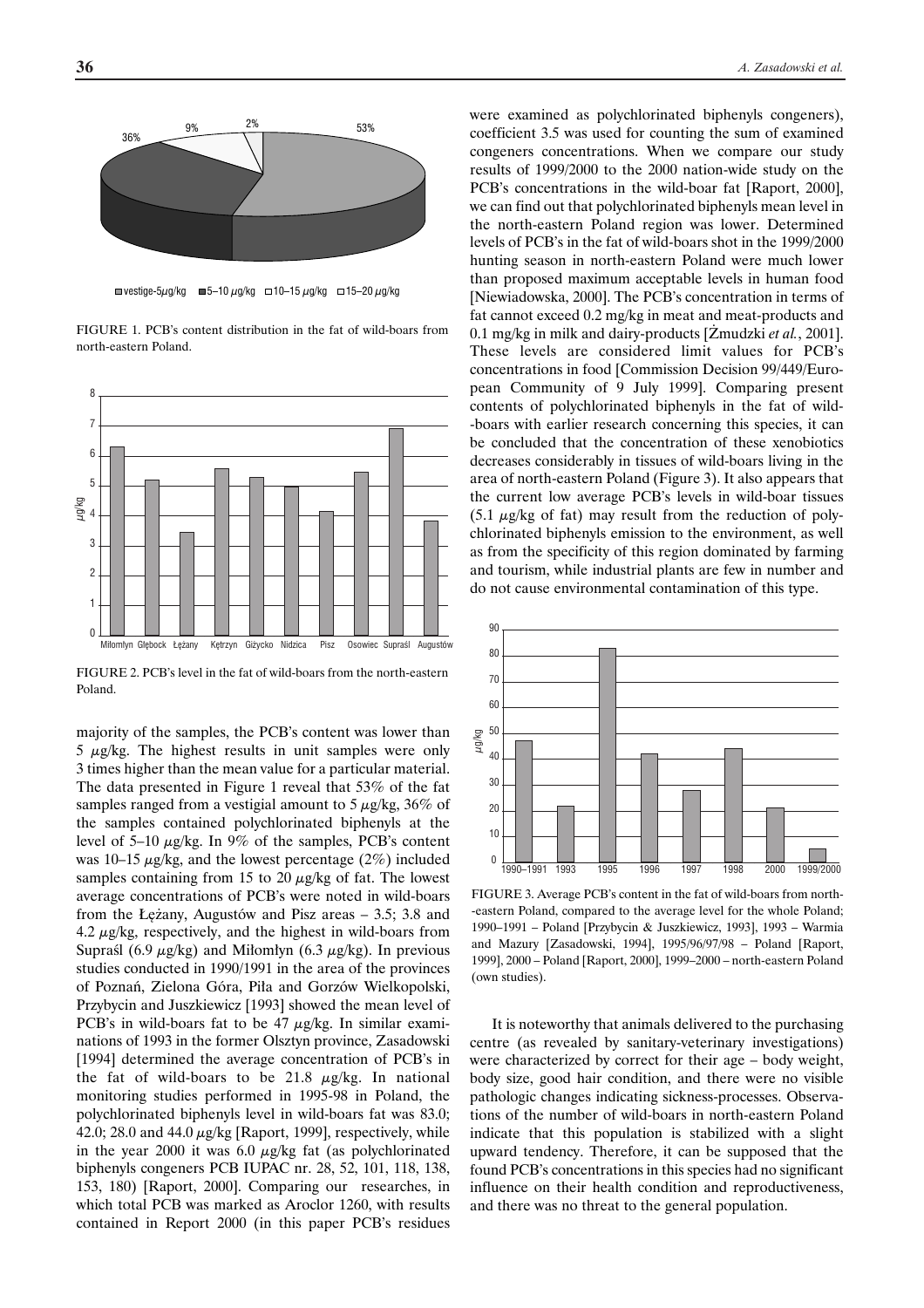FIGURE 1. PCB's content distribution in the fat of wild-boars from north-eastern Poland.

FIGURE 2. PCB's level in the fat of wild-boars from the north-eastern Poland.

majority of the samples, the PCB's content was lower than 5 μg/kg. The highest results in unit samples were only 3 times higher than the mean value for a particular material. The data presented in Figure 1 reveal that 53% of the fat samples ranged from a vestigial amount to 5 μg/kg, 36% of the samples contained polychlorinated biphenyls at the level of 5–10 μg/kg. In 9% of the samples, PCB's content was 10–15 μg/kg, and the lowest percentage (2%) included samples containing from 15 to 20 μg/kg of fat. The lowest average concentrations of PCB's were noted in wild-boars from the Łężany, Augustów and Pisz areas – 3.5; 3.8 and 4.2 μg/kg, respectively, and the highest in wild-boars from Supraśl (6.9 μg/kg) and Miłomłyn (6.3 μg/kg). In previous studies conducted in 1990/1991 in the area of the provinces of Poznań, Zielona Góra, Piła and Gorzów Wielkopolski, Przybycin and Juszkiewicz [1993] showed the mean level of PCB's in wild-boars fat to be 47 μg/kg. In similar examinations of 1993 in the former Olsztyn province, Zasadowski [1994] determined the average concentration of PCB's in the fat of wild-boars to be 21.8 μg/kg. In national monitoring studies performed in 1995-98 in Poland, the polychlorinated biphenyls level in wild-boars fat was 83.0; 42.0; 28.0 and 44.0 μg/kg [Raport, 1999], respectively, while in the year 2000 it was 6.0 μg/kg fat (as polychlorinated biphenyls congeners PCB IUPAC nr. 28, 52, 101, 118, 138, 153, 180) [Raport, 2000]. Comparing our researches, in which total PCB was marked as Aroclor 1260, with results contained in Report 2000 (in this paper PCB's residues were examined as polychlorinated biphenyls congeners), coefficient 3.5 was used for counting the sum of examined congeners concentrations. When we compare our study results of 1999/2000 to the 2000 nation-wide study on the PCB's concentrations in the wild-boar fat [Raport, 2000], we can find out that polychlorinated biphenyls mean level in the north-eastern Poland region was lower. Determined levels of PCB's in the fat of wild-boars shot in the 1999/2000 hunting season in north-eastern Poland were much lower than proposed maximum acceptable levels in human food [Niewiadowska, 2000]. The PCB's concentration in terms of fat cannot exceed 0.2 mg/kg in meat and meat-products and 0.1 mg/kg in milk and dairy-products [Żmudzki *et al.*, 2001]. These levels are considered limit values for PCB's concentrations in food [Commission Decision 99/449/European Community of 9 July 1999]. Comparing present contents of polychlorinated biphenyls in the fat of wild-boars with earlier research concerning this species, it can be concluded that the concentration of these xenobiotics decreases considerably in tissues of wild-boars living in the area of north-eastern Poland (Figure 3). It also appears that the current low average PCB's levels in wild-boar tissues (5.1 μg/kg of fat) may result from the reduction of polychlorinated biphenyls emission to the environment, as well as from the specificity of this region dominated by farming and tourism, while industrial plants are few in number and do not cause environmental contamination of this type.

FIGURE 3. Average PCB's content in the fat of wild-boars from north-eastern Poland, compared to the average level for the whole Poland; 1990–1991 – Poland [Przybycin & Juszkiewicz, 1993], 1993 – Warmia and Mazury [Zasadowski, 1994], 1995/96/97/98 – Poland [Raport, 1999], 2000 – Poland [Raport, 2000], 1999–2000 – north-eastern Poland (own studies).

It is noteworthy that animals delivered to the purchasing centre (as revealed by sanitary-veterinary investigations) were characterized by correct for their age – body weight, body size, good hair condition, and there were no visible pathologic changes indicating sickness-processes. Observations of the number of wild-boars in north-eastern Poland indicate that this population is stabilized with a slight upward tendency. Therefore, it can be supposed that the found PCB's concentrations in this species had no significant influence on their health condition and reproductiveness, and there was no threat to the general population.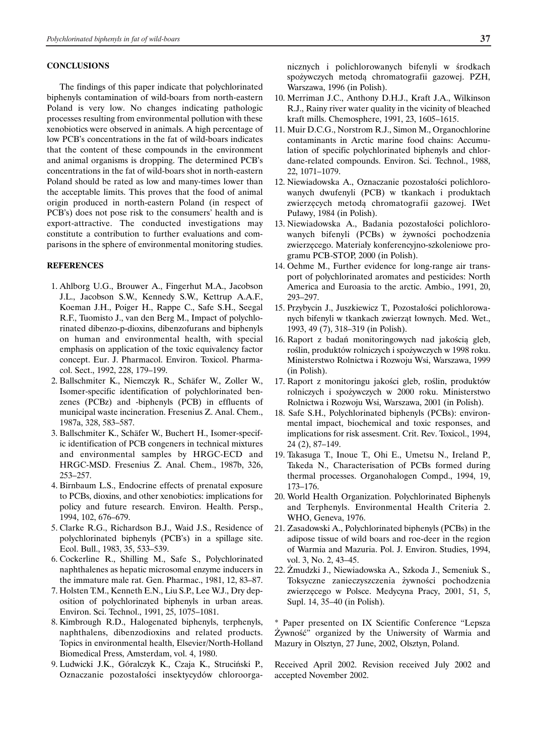## CONCLUSIONS

The findings of this paper indicate that polychlorinated biphenyls contamination of wild-boars from north-eastern Poland is very low. No changes indicating pathologic processes resulting from environmental pollution with these xenobiotics were observed in animals. A high percentage of low PCB's concentrations in the fat of wild-boars indicates that the content of these compounds in the environment and animal organisms is dropping. The determined PCB's concentrations in the fat of wild-boars shot in north-eastern Poland should be rated as low and many-times lower than the acceptable limits. This proves that the food of animal origin produced in north-eastern Poland (in respect of PCB's) does not pose risk to the consumers' health and is export-attractive. The conducted investigations may constitute a contribution to further evaluations and comparisons in the sphere of environmental monitoring studies.

## REFERENCES

1. Ahlborg U.G., Brouwer A., Fingerhut M.A., Jacobson J.L., Jacobson S.W., Kennedy S.W., Kettrup A.A.F., Koeman J.H., Poiger H., Rappe C., Safe S.H., Seegal R.F., Tuomisto J., van den Berg M., Impact of polychlorinated dibenzo-p-dioxins, dibenzofurans and biphenyls on human and environmental health, with special emphasis on application of the toxic equivalency factor concept. Eur. J. Pharmacol. Environ. Toxicol. Pharmacol. Sect., 1992, 228, 179–199.
2. Ballschmiter K., Niemczyk R., Schäfer W., Zoller W., Isomer-specific identification of polychlorinated benzenes (PCBz) and -biphenyls (PCB) in effluents of municipal waste incineration. Fresenius Z. Anal. Chem., 1987a, 328, 583–587.
3. Ballschmiter K., Schäfer W., Buchert H., Isomer-specific identification of PCB congeners in technical mixtures and environmental samples by HRGC-ECD and HRGC-MSD. Fresenius Z. Anal. Chem., 1987b, 326, 253–257.
4. Birnbaum L.S., Endocrine effects of prenatal exposure to PCBs, dioxins, and other xenobiotics: implications for policy and future research. Environ. Health. Persp., 1994, 102, 676–679.
5. Clarke R.G., Richardson B.J., Waid J.S., Residence of polychlorinated biphenyls (PCB's) in a spillage site. Ecol. Bull., 1983, 35, 533–539.
6. Cockerline R., Shilling M., Safe S., Polychlorinated naphthalenes as hepatic microsomal enzyme inducers in the immature male rat. Gen. Pharmac., 1981, 12, 83–87.
7. Holsten T.M., Kenneth E.N., Liu S.P., Lee W.J., Dry deposition of polychlorinated biphenyls in urban areas. Environ. Sci. Technol., 1991, 25, 1075–1081.
8. Kimbrough R.D., Halogenated biphenyls, terphenyls, naphthalens, dibenzodioxins and related products. Topics in environmental health, Elsevier/North-Holland Biomedical Press, Amsterdam, vol. 4, 1980.
9. Ludwicki J.K., Góralczyk K., Czaja K., Struciński P., Oznaczanie pozostałości insektycydów chloroorganicznych i polichlorowanych bifenyli w środkach spożywczych metodą chromatografii gazowej. PZH, Warszawa, 1996 (in Polish).
10. Merriman J.C., Anthony D.H.J., Kraft J.A., Wilkinson R.J., Rainy river water quality in the vicinity of bleached kraft mills. Chemosphere, 1991, 23, 1605–1615.
11. Muir D.C.G., Norstrom R.J., Simon M., Organochlorine contaminants in Arctic marine food chains: Accumulation of specific polychlorinated biphenyls and chlordane-related compounds. Environ. Sci. Technol., 1988, 22, 1071–1079.
12. Niewiadowska A., Oznaczanie pozostałości polichlorowanych dwufenyli (PCB) w tkankach i produktach zwierzęcych metodą chromatografii gazowej. IWet Puławy, 1984 (in Polish).
13. Niewiadowska A., Badania pozostałości polichlorowanych bifenyli (PCBs) w żywności pochodzenia zwierzęcego. Materiały konferencyjno-szkoleniowe programu PCB-STOP, 2000 (in Polish).
14. Oehme M., Further evidence for long-range air transport of polychlorinated aromates and pesticides: North America and Euroasia to the arctic. Ambio., 1991, 20, 293–297.
15. Przybycin J., Juszkiewicz T., Pozostałości polichlorowanych bifenyli w tkankach zwierząt łownych. Med. Wet., 1993, 49 (7), 318–319 (in Polish).
16. Raport z badań monitoringowych nad jakością gleb, roślin, produktów rolniczych i spożywczych w 1998 roku. Ministerstwo Rolnictwa i Rozwoju Wsi, Warszawa, 1999 (in Polish).
17. Raport z monitoringu jakości gleb, roślin, produktów rolniczych i spożywczych w 2000 roku. Ministerstwo Rolnictwa i Rozwoju Wsi, Warszawa, 2001 (in Polish).
18. Safe S.H., Polychlorinated biphenyls (PCBs): environmental impact, biochemical and toxic responses, and implications for risk assesment. Crit. Rev. Toxicol., 1994, 24 (2), 87–149.
19. Takasuga T., Inoue T., Ohi E., Umetsu N., Ireland P., Takeda N., Characterisation of PCBs formed during thermal processes. Organohalogen Compd., 1994, 19, 173–176.
20. World Health Organization. Polychlorinated Biphenyls and Terphenyls. Environmental Health Criteria 2. WHO, Geneva, 1976.
21. Zasadowski A., Polychlorinated biphenyls (PCBs) in the adipose tissue of wild boars and roe-deer in the region of Warmia and Mazuria. Pol. J. Environ. Studies, 1994, vol. 3, No. 2, 43–45.
22. Żmudzki J., Niewiadowska A., Szkoda J., Semeniuk S., Toksyczne zanieczyszczenia żywności pochodzenia zwierzęcego w Polsce. Medycyna Pracy, 2001, 51, 5, Supl. 14, 35–40 (in Polish).

\* Paper presented on IX Scientific Conference "Lepsza Żywność" organized by the Uniwersity of Warmia and Mazury in Olsztyn, 27 June, 2002, Olsztyn, Poland.

Received April 2002. Revision received July 2002 and accepted November 2002.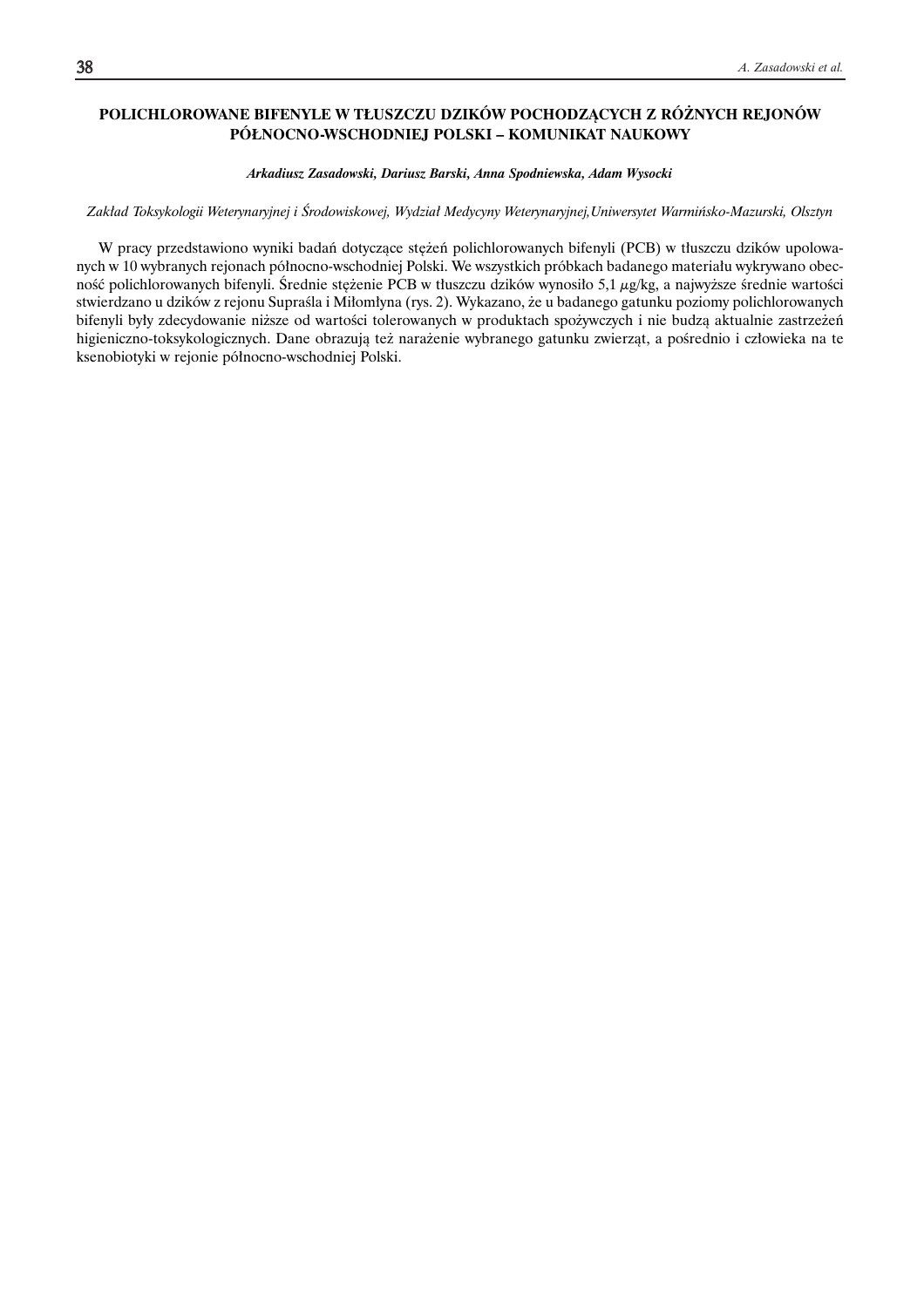## POLICHLOROWANE BIFENYLE W TŁUSZCZU DZIKÓW POCHODZĄCYCH Z RÓŻNYCH REJONÓW PÓŁNOCNO-WSCHODNIEJ POLSKI – KOMUNIKAT NAUKOWY

***Arkadiusz Zasadowski, Dariusz Barski, Anna Spodniewska, Adam Wysocki***

*Zakład Toksykologii Weterynaryjnej i Środowiskowej, Wydział Medycyny Weterynaryjnej, Uniwersytet Warmińsko-Mazurski, Olsztyn*

W pracy przedstawiono wyniki badań dotyczące stężeń polichlorowanych bifenyli (PCB) w tłuszczu dzików upolowanych w 10 wybranych rejonach północno-wschodniej Polski. We wszystkich próbkach badanego materiału wykrywano obecność polichlorowanych bifenyli. Średnie stężenie PCB w tłuszczu dzików wynosiło 5,1 $\mu$g/kg, a najwyższe średnie wartości stwierdzano u dzików z rejonu Supraśla i Miłomłyna (rys. 2). Wykazano, że u badanego gatunku poziomy polichlorowanych bifenyli były zdecydowanie niższe od wartości tolerowanych w produktach spożywczych i nie budzą aktualnie zastrzeżeń higieniczno-toksykologicznych. Dane obrazują też narażenie wybranego gatunku zwierząt, a pośrednio i człowieka na te ksenobiotyki w rejonie północno-wschodniej Polski.